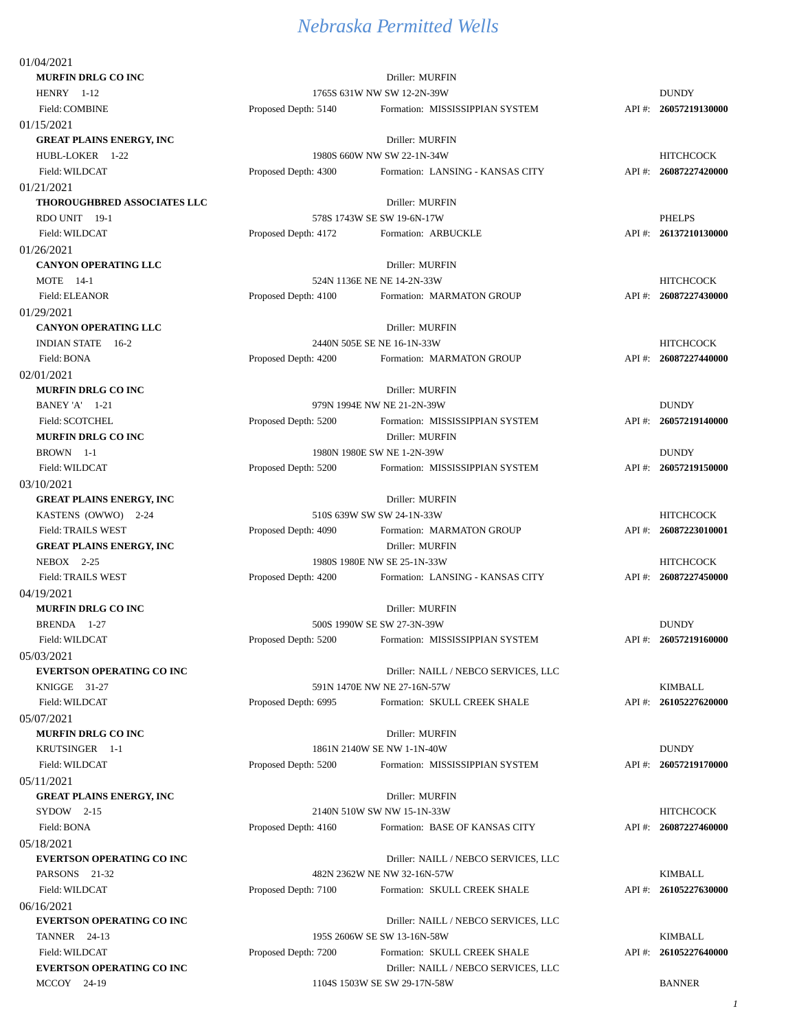# *Nebraska Permitted Wells*

01/04/2021

**MURFIN DRLG CO INC** — Driller: MURFIN
HENRY 1-12 — 1765S 631W NW SW 12-2N-39W — DUNDY
Field: COMBINE — Proposed Depth: 5140 — Formation: MISSISSIPPIAN SYSTEM — API #: **26057219130000**

01/15/2021

**GREAT PLAINS ENERGY, INC** — Driller: MURFIN
HUBL-LOKER 1-22 — 1980S 660W NW SW 22-1N-34W — HITCHCOCK
Field: WILDCAT — Proposed Depth: 4300 — Formation: LANSING - KANSAS CITY — API #: **26087227420000**

01/21/2021

**THOROUGHBRED ASSOCIATES LLC** — Driller: MURFIN
RDO UNIT 19-1 — 578S 1743W SE SW 19-6N-17W — PHELPS
Field: WILDCAT — Proposed Depth: 4172 — Formation: ARBUCKLE — API #: **26137210130000**

01/26/2021

**CANYON OPERATING LLC** — Driller: MURFIN
MOTE 14-1 — 524N 1136E NE NE 14-2N-33W — HITCHCOCK
Field: ELEANOR — Proposed Depth: 4100 — Formation: MARMATON GROUP — API #: **26087227430000**

01/29/2021

**CANYON OPERATING LLC** — Driller: MURFIN
INDIAN STATE 16-2 — 2440N 505E SE NE 16-1N-33W — HITCHCOCK
Field: BONA — Proposed Depth: 4200 — Formation: MARMATON GROUP — API #: **26087227440000**

02/01/2021

**MURFIN DRLG CO INC** — Driller: MURFIN
BANEY 'A' 1-21 — 979N 1994E NW NE 21-2N-39W — DUNDY
Field: SCOTCHEL — Proposed Depth: 5200 — Formation: MISSISSIPPIAN SYSTEM — API #: **26057219140000**

**MURFIN DRLG CO INC** — Driller: MURFIN
BROWN 1-1 — 1980N 1980E SW NE 1-2N-39W — DUNDY
Field: WILDCAT — Proposed Depth: 5200 — Formation: MISSISSIPPIAN SYSTEM — API #: **26057219150000**

03/10/2021

**GREAT PLAINS ENERGY, INC** — Driller: MURFIN
KASTENS (OWWO) 2-24 — 510S 639W SW SW 24-1N-33W — HITCHCOCK
Field: TRAILS WEST — Proposed Depth: 4090 — Formation: MARMATON GROUP — API #: **26087223010001**

**GREAT PLAINS ENERGY, INC** — Driller: MURFIN
NEBOX 2-25 — 1980S 1980E NW SE 25-1N-33W — HITCHCOCK
Field: TRAILS WEST — Proposed Depth: 4200 — Formation: LANSING - KANSAS CITY — API #: **26087227450000**

04/19/2021

**MURFIN DRLG CO INC** — Driller: MURFIN
BRENDA 1-27 — 500S 1990W SE SW 27-3N-39W — DUNDY
Field: WILDCAT — Proposed Depth: 5200 — Formation: MISSISSIPPIAN SYSTEM — API #: **26057219160000**

05/03/2021

**EVERTSON OPERATING CO INC** — Driller: NAILL / NEBCO SERVICES, LLC
KNIGGE 31-27 — 591N 1470E NW NE 27-16N-57W — KIMBALL
Field: WILDCAT — Proposed Depth: 6995 — Formation: SKULL CREEK SHALE — API #: **26105227620000**

05/07/2021

**MURFIN DRLG CO INC** — Driller: MURFIN
KRUTSINGER 1-1 — 1861N 2140W SE NW 1-1N-40W — DUNDY
Field: WILDCAT — Proposed Depth: 5200 — Formation: MISSISSIPPIAN SYSTEM — API #: **26057219170000**

05/11/2021

**GREAT PLAINS ENERGY, INC** — Driller: MURFIN
SYDOW 2-15 — 2140N 510W SW NW 15-1N-33W — HITCHCOCK
Field: BONA — Proposed Depth: 4160 — Formation: BASE OF KANSAS CITY — API #: **26087227460000**

05/18/2021

**EVERTSON OPERATING CO INC** — Driller: NAILL / NEBCO SERVICES, LLC
PARSONS 21-32 — 482N 2362W NE NW 32-16N-57W — KIMBALL
Field: WILDCAT — Proposed Depth: 7100 — Formation: SKULL CREEK SHALE — API #: **26105227630000**

06/16/2021

**EVERTSON OPERATING CO INC** — Driller: NAILL / NEBCO SERVICES, LLC
TANNER 24-13 — 195S 2606W SE SW 13-16N-58W — KIMBALL
Field: WILDCAT — Proposed Depth: 7200 — Formation: SKULL CREEK SHALE — API #: **26105227640000**

**EVERTSON OPERATING CO INC** — Driller: NAILL / NEBCO SERVICES, LLC
MCCOY 24-19 — 1104S 1503W SE SW 29-17N-58W — BANNER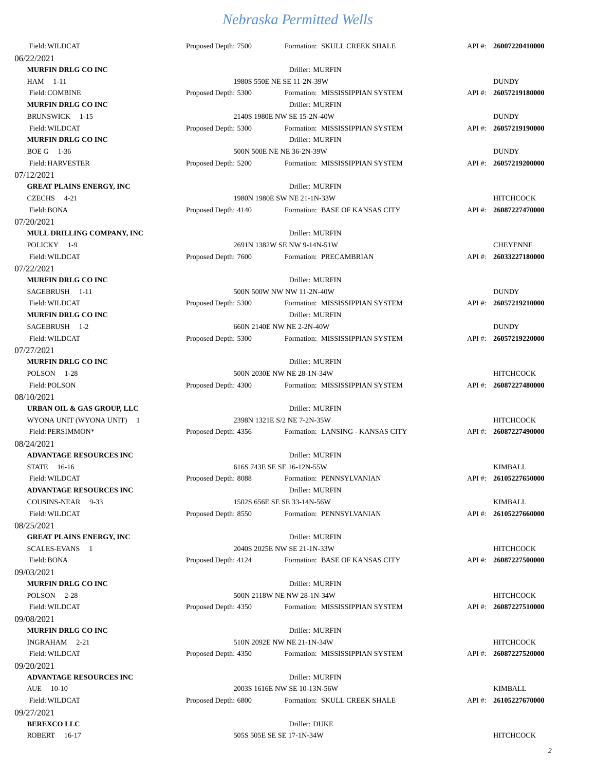| Field: WILDCAT | Proposed Depth: 7500 | Formation: SKULL CREEK SHALE | API #: **26007220410000** |
|---|---|---|---|

06/22/2021

| | | | |
|---|---|---|---|
| **MURFIN DRLG CO INC** | | Driller: MURFIN | |
| HAM 1-11 | | 1980S 550E NE SE 11-2N-39W | DUNDY |
| Field: COMBINE | Proposed Depth: 5300 | Formation: MISSISSIPPIAN SYSTEM | API #: **26057219180000** |
| **MURFIN DRLG CO INC** | | Driller: MURFIN | |
| BRUNSWICK 1-15 | | 2140S 1980E NW SE 15-2N-40W | DUNDY |
| Field: WILDCAT | Proposed Depth: 5300 | Formation: MISSISSIPPIAN SYSTEM | API #: **26057219190000** |
| **MURFIN DRLG CO INC** | | Driller: MURFIN | |
| BOE G 1-36 | | 500N 500E NE NE 36-2N-39W | DUNDY |
| Field: HARVESTER | Proposed Depth: 5200 | Formation: MISSISSIPPIAN SYSTEM | API #: **26057219200000** |

07/12/2021

| | | | |
|---|---|---|---|
| **GREAT PLAINS ENERGY, INC** | | Driller: MURFIN | |
| CZECHS 4-21 | | 1980N 1980E SW NE 21-1N-33W | HITCHCOCK |
| Field: BONA | Proposed Depth: 4140 | Formation: BASE OF KANSAS CITY | API #: **26087227470000** |

07/20/2021

| | | | |
|---|---|---|---|
| **MULL DRILLING COMPANY, INC** | | Driller: MURFIN | |
| POLICKY 1-9 | | 2691N 1382W SE NW 9-14N-51W | CHEYENNE |
| Field: WILDCAT | Proposed Depth: 7600 | Formation: PRECAMBRIAN | API #: **26033227180000** |

07/22/2021

| | | | |
|---|---|---|---|
| **MURFIN DRLG CO INC** | | Driller: MURFIN | |
| SAGEBRUSH 1-11 | | 500N 500W NW NW 11-2N-40W | DUNDY |
| Field: WILDCAT | Proposed Depth: 5300 | Formation: MISSISSIPPIAN SYSTEM | API #: **26057219210000** |
| **MURFIN DRLG CO INC** | | Driller: MURFIN | |
| SAGEBRUSH 1-2 | | 660N 2140E NW NE 2-2N-40W | DUNDY |
| Field: WILDCAT | Proposed Depth: 5300 | Formation: MISSISSIPPIAN SYSTEM | API #: **26057219220000** |

07/27/2021

| | | | |
|---|---|---|---|
| **MURFIN DRLG CO INC** | | Driller: MURFIN | |
| POLSON 1-28 | | 500N 2030E NW NE 28-1N-34W | HITCHCOCK |
| Field: POLSON | Proposed Depth: 4300 | Formation: MISSISSIPPIAN SYSTEM | API #: **26087227480000** |

08/10/2021

| | | | |
|---|---|---|---|
| **URBAN OIL & GAS GROUP, LLC** | | Driller: MURFIN | |
| WYONA UNIT (WYONA UNIT) 1 | | 2398N 1321E S/2 NE 7-2N-35W | HITCHCOCK |
| Field: PERSIMMON* | Proposed Depth: 4356 | Formation: LANSING - KANSAS CITY | API #: **26087227490000** |

08/24/2021

| | | | |
|---|---|---|---|
| **ADVANTAGE RESOURCES INC** | | Driller: MURFIN | |
| STATE 16-16 | | 616S 743E SE SE 16-12N-55W | KIMBALL |
| Field: WILDCAT | Proposed Depth: 8088 | Formation: PENNSYLVANIAN | API #: **26105227650000** |
| **ADVANTAGE RESOURCES INC** | | Driller: MURFIN | |
| COUSINS-NEAR 9-33 | | 1502S 656E SE SE 33-14N-56W | KIMBALL |
| Field: WILDCAT | Proposed Depth: 8550 | Formation: PENNSYLVANIAN | API #: **26105227660000** |

08/25/2021

| | | | |
|---|---|---|---|
| **GREAT PLAINS ENERGY, INC** | | Driller: MURFIN | |
| SCALES-EVANS 1 | | 2040S 2025E NW SE 21-1N-33W | HITCHCOCK |
| Field: BONA | Proposed Depth: 4124 | Formation: BASE OF KANSAS CITY | API #: **26087227500000** |

09/03/2021

| | | | |
|---|---|---|---|
| **MURFIN DRLG CO INC** | | Driller: MURFIN | |
| POLSON 2-28 | | 500N 2118W NE NW 28-1N-34W | HITCHCOCK |
| Field: WILDCAT | Proposed Depth: 4350 | Formation: MISSISSIPPIAN SYSTEM | API #: **26087227510000** |

09/08/2021

| | | | |
|---|---|---|---|
| **MURFIN DRLG CO INC** | | Driller: MURFIN | |
| INGRAHAM 2-21 | | 510N 2092E NW NE 21-1N-34W | HITCHCOCK |
| Field: WILDCAT | Proposed Depth: 4350 | Formation: MISSISSIPPIAN SYSTEM | API #: **26087227520000** |

09/20/2021

| | | | |
|---|---|---|---|
| **ADVANTAGE RESOURCES INC** | | Driller: MURFIN | |
| AUE 10-10 | | 2003S 1616E NW SE 10-13N-56W | KIMBALL |
| Field: WILDCAT | Proposed Depth: 6800 | Formation: SKULL CREEK SHALE | API #: **26105227670000** |

09/27/2021

| | | | |
|---|---|---|---|
| **BEREXCO LLC** | | Driller: DUKE | |
| ROBERT 16-17 | | 505S 505E SE SE 17-1N-34W | HITCHCOCK |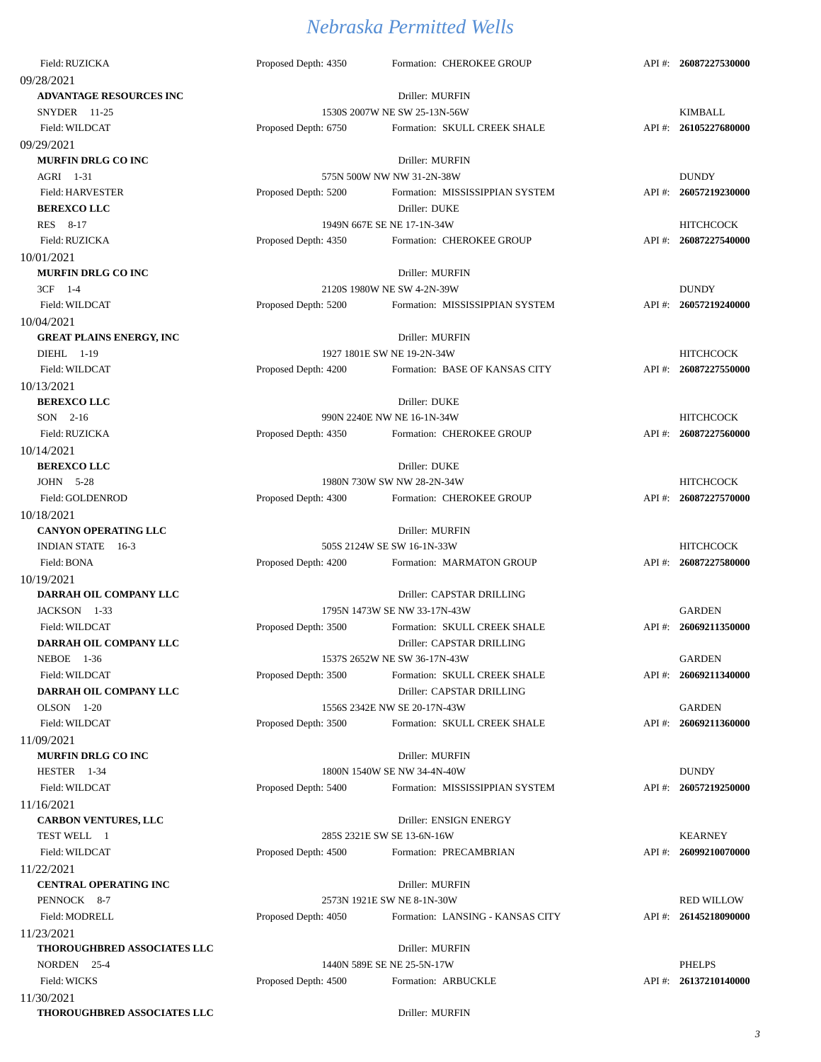Field: RUZICKA Proposed Depth: 4350 Formation: CHEROKEE GROUP API #: **26087227530000**

09/28/2021

**ADVANTAGE RESOURCES INC** Driller: MURFIN
SNYDER 11-25 1530S 2007W NE SW 25-13N-56W KIMBALL
Field: WILDCAT Proposed Depth: 6750 Formation: SKULL CREEK SHALE API #: **26105227680000**

09/29/2021

**MURFIN DRLG CO INC** Driller: MURFIN
AGRI 1-31 575N 500W NW NW 31-2N-38W DUNDY
Field: HARVESTER Proposed Depth: 5200 Formation: MISSISSIPPIAN SYSTEM API #: **26057219230000**

**BEREXCO LLC** Driller: DUKE
RES 8-17 1949N 667E SE NE 17-1N-34W HITCHCOCK
Field: RUZICKA Proposed Depth: 4350 Formation: CHEROKEE GROUP API #: **26087227540000**

10/01/2021

**MURFIN DRLG CO INC** Driller: MURFIN
3CF 1-4 2120S 1980W NE SW 4-2N-39W DUNDY
Field: WILDCAT Proposed Depth: 5200 Formation: MISSISSIPPIAN SYSTEM API #: **26057219240000**

10/04/2021

**GREAT PLAINS ENERGY, INC** Driller: MURFIN
DIEHL 1-19 1927 1801E SW NE 19-2N-34W HITCHCOCK
Field: WILDCAT Proposed Depth: 4200 Formation: BASE OF KANSAS CITY API #: **26087227550000**

10/13/2021

**BEREXCO LLC** Driller: DUKE
SON 2-16 990N 2240E NW NE 16-1N-34W HITCHCOCK
Field: RUZICKA Proposed Depth: 4350 Formation: CHEROKEE GROUP API #: **26087227560000**

10/14/2021

**BEREXCO LLC** Driller: DUKE
JOHN 5-28 1980N 730W SW NW 28-2N-34W HITCHCOCK
Field: GOLDENROD Proposed Depth: 4300 Formation: CHEROKEE GROUP API #: **26087227570000**

10/18/2021

**CANYON OPERATING LLC** Driller: MURFIN
INDIAN STATE 16-3 505S 2124W SE SW 16-1N-33W HITCHCOCK
Field: BONA Proposed Depth: 4200 Formation: MARMATON GROUP API #: **26087227580000**

10/19/2021

**DARRAH OIL COMPANY LLC** Driller: CAPSTAR DRILLING
JACKSON 1-33 1795N 1473W SE NW 33-17N-43W GARDEN
Field: WILDCAT Proposed Depth: 3500 Formation: SKULL CREEK SHALE API #: **26069211350000**

**DARRAH OIL COMPANY LLC** Driller: CAPSTAR DRILLING
NEBOE 1-36 1537S 2652W NE SW 36-17N-43W GARDEN
Field: WILDCAT Proposed Depth: 3500 Formation: SKULL CREEK SHALE API #: **26069211340000**

**DARRAH OIL COMPANY LLC** Driller: CAPSTAR DRILLING
OLSON 1-20 1556S 2342E NW SE 20-17N-43W GARDEN
Field: WILDCAT Proposed Depth: 3500 Formation: SKULL CREEK SHALE API #: **26069211360000**

11/09/2021

**MURFIN DRLG CO INC** Driller: MURFIN
HESTER 1-34 1800N 1540W SE NW 34-4N-40W DUNDY
Field: WILDCAT Proposed Depth: 5400 Formation: MISSISSIPPIAN SYSTEM API #: **26057219250000**

11/16/2021

**CARBON VENTURES, LLC** Driller: ENSIGN ENERGY
TEST WELL 1 285S 2321E SW SE 13-6N-16W KEARNEY
Field: WILDCAT Proposed Depth: 4500 Formation: PRECAMBRIAN API #: **26099210070000**

11/22/2021

**CENTRAL OPERATING INC** Driller: MURFIN
PENNOCK 8-7 2573N 1921E SW NE 8-1N-30W RED WILLOW
Field: MODRELL Proposed Depth: 4050 Formation: LANSING - KANSAS CITY API #: **26145218090000**

11/23/2021

**THOROUGHBRED ASSOCIATES LLC** Driller: MURFIN
NORDEN 25-4 1440N 589E SE NE 25-5N-17W PHELPS
Field: WICKS Proposed Depth: 4500 Formation: ARBUCKLE API #: **26137210140000**

11/30/2021

**THOROUGHBRED ASSOCIATES LLC** Driller: MURFIN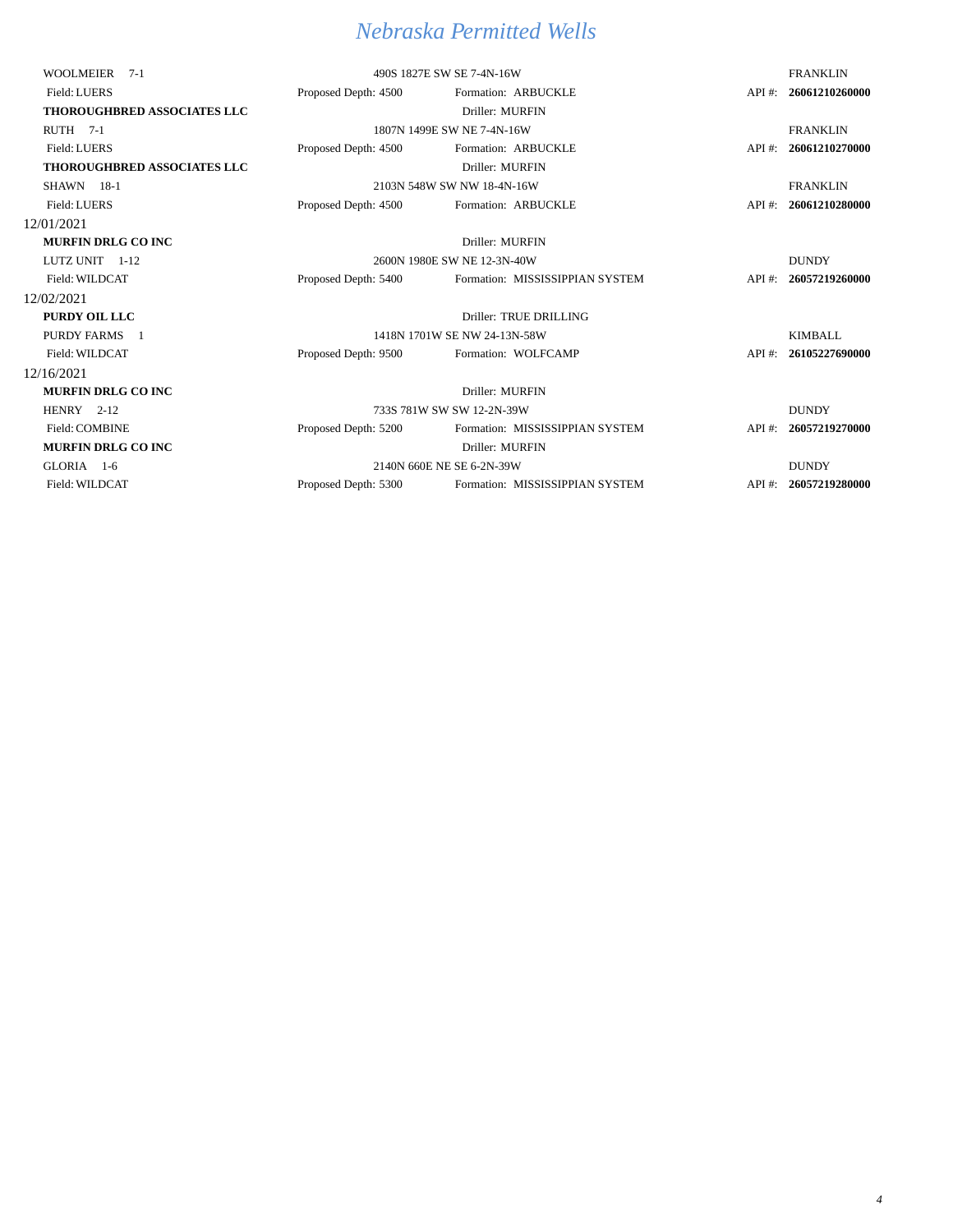WOOLMEIER 7-1 | 490S 1827E SW SE 7-4N-16W | FRANKLIN
Field: LUERS | Proposed Depth: 4500 | Formation: ARBUCKLE | API #: **26061210260000**

**THOROUGHBRED ASSOCIATES LLC** | Driller: MURFIN
RUTH 7-1 | 1807N 1499E SW NE 7-4N-16W | FRANKLIN
Field: LUERS | Proposed Depth: 4500 | Formation: ARBUCKLE | API #: **26061210270000**

**THOROUGHBRED ASSOCIATES LLC** | Driller: MURFIN
SHAWN 18-1 | 2103N 548W SW NW 18-4N-16W | FRANKLIN
Field: LUERS | Proposed Depth: 4500 | Formation: ARBUCKLE | API #: **26061210280000**

12/01/2021

**MURFIN DRLG CO INC** | Driller: MURFIN
LUTZ UNIT 1-12 | 2600N 1980E SW NE 12-3N-40W | DUNDY
Field: WILDCAT | Proposed Depth: 5400 | Formation: MISSISSIPPIAN SYSTEM | API #: **26057219260000**

12/02/2021

**PURDY OIL LLC** | Driller: TRUE DRILLING
PURDY FARMS 1 | 1418N 1701W SE NW 24-13N-58W | KIMBALL
Field: WILDCAT | Proposed Depth: 9500 | Formation: WOLFCAMP | API #: **26105227690000**

12/16/2021

**MURFIN DRLG CO INC** | Driller: MURFIN
HENRY 2-12 | 733S 781W SW SW 12-2N-39W | DUNDY
Field: COMBINE | Proposed Depth: 5200 | Formation: MISSISSIPPIAN SYSTEM | API #: **26057219270000**

**MURFIN DRLG CO INC** | Driller: MURFIN
GLORIA 1-6 | 2140N 660E NE SE 6-2N-39W | DUNDY
Field: WILDCAT | Proposed Depth: 5300 | Formation: MISSISSIPPIAN SYSTEM | API #: **26057219280000**